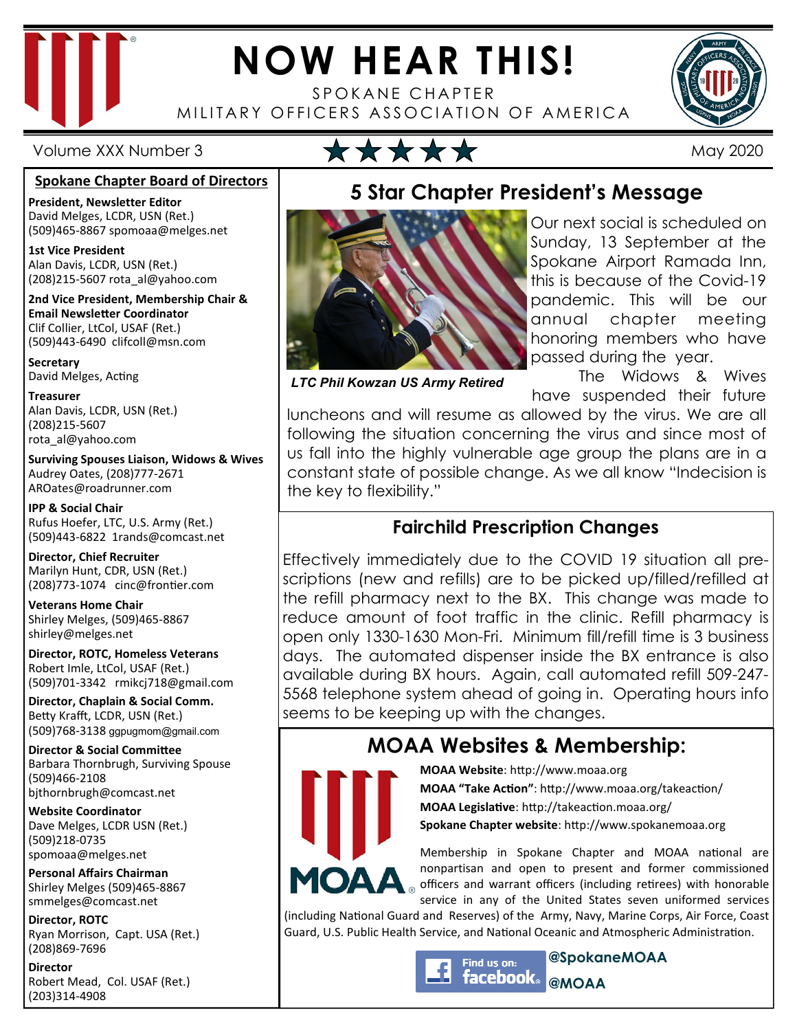# NOW HEAR THIS!

SPOKANE CHAPTER
MILITARY OFFICERS ASSOCIATION OF AMERICA

Volume XXX Number 3 ★★★★★ May 2020

## Spokane Chapter Board of Directors

**President, Newsletter Editor**
David Melges, LCDR, USN (Ret.)
(509)465-8867 spomoaa@melges.net

**1st Vice President**
Alan Davis, LCDR, USN (Ret.)
(208)215-5607 rota_al@yahoo.com

**2nd Vice President, Membership Chair & Email Newsletter Coordinator**
Clif Collier, LtCol, USAF (Ret.)
(509)443-6490 clifcoll@msn.com

**Secretary**
David Melges, Acting

**Treasurer**
Alan Davis, LCDR, USN (Ret.)
(208)215-5607
rota_al@yahoo.com

**Surviving Spouses Liaison, Widows & Wives**
Audrey Oates, (208)777-2671
AROates@roadrunner.com

**IPP & Social Chair**
Rufus Hoefer, LTC, U.S. Army (Ret.)
(509)443-6822 1rands@comcast.net

**Director, Chief Recruiter**
Marilyn Hunt, CDR, USN (Ret.)
(208)773-1074 cinc@frontier.com

**Veterans Home Chair**
Shirley Melges, (509)465-8867
shirley@melges.net

**Director, ROTC, Homeless Veterans**
Robert Imle, LtCol, USAF (Ret.)
(509)701-3342 rmikcj718@gmail.com

**Director, Chaplain & Social Comm.**
Betty Krafft, LCDR, USN (Ret.)
(509)768-3138 ggpugmom@gmail.com

**Director & Social Committee**
Barbara Thornbrugh, Surviving Spouse
(509)466-2108
bjthornbrugh@comcast.net

**Website Coordinator**
Dave Melges, LCDR USN (Ret.)
(509)218-0735
spomoaa@melges.net

**Personal Affairs Chairman**
Shirley Melges (509)465-8867
smmelges@comcast.net

**Director, ROTC**
Ryan Morrison, Capt. USA (Ret.)
(208)869-7696

**Director**
Robert Mead, Col. USAF (Ret.)
(203)314-4908

## 5 Star Chapter President's Message

*LTC Phil Kowzan US Army Retired*

Our next social is scheduled on Sunday, 13 September at the Spokane Airport Ramada Inn, this is because of the Covid-19 pandemic. This will be our annual chapter meeting honoring members who have passed during the year.

The Widows & Wives have suspended their future luncheons and will resume as allowed by the virus. We are all following the situation concerning the virus and since most of us fall into the highly vulnerable age group the plans are in a constant state of possible change. As we all know "Indecision is the key to flexibility."

## Fairchild Prescription Changes

Effectively immediately due to the COVID 19 situation all pre-scriptions (new and refills) are to be picked up/filled/refilled at the refill pharmacy next to the BX. This change was made to reduce amount of foot traffic in the clinic. Refill pharmacy is open only 1330-1630 Mon-Fri. Minimum fill/refill time is 3 business days. The automated dispenser inside the BX entrance is also available during BX hours. Again, call automated refill 509-247-5568 telephone system ahead of going in. Operating hours info seems to be keeping up with the changes.

## MOAA Websites & Membership:

**MOAA Website**: http://www.moaa.org
**MOAA "Take Action"**: http://www.moaa.org/takeaction/
**MOAA Legislative**: http://takeaction.moaa.org/
**Spokane Chapter website**: http://www.spokanemoaa.org

Membership in Spokane Chapter and MOAA national are nonpartisan and open to present and former commissioned officers and warrant officers (including retirees) with honorable service in any of the United States seven uniformed services (including National Guard and Reserves) of the Army, Navy, Marine Corps, Air Force, Coast Guard, U.S. Public Health Service, and National Oceanic and Atmospheric Administration.

Find us on: facebook **@SpokaneMOAA** **@MOAA**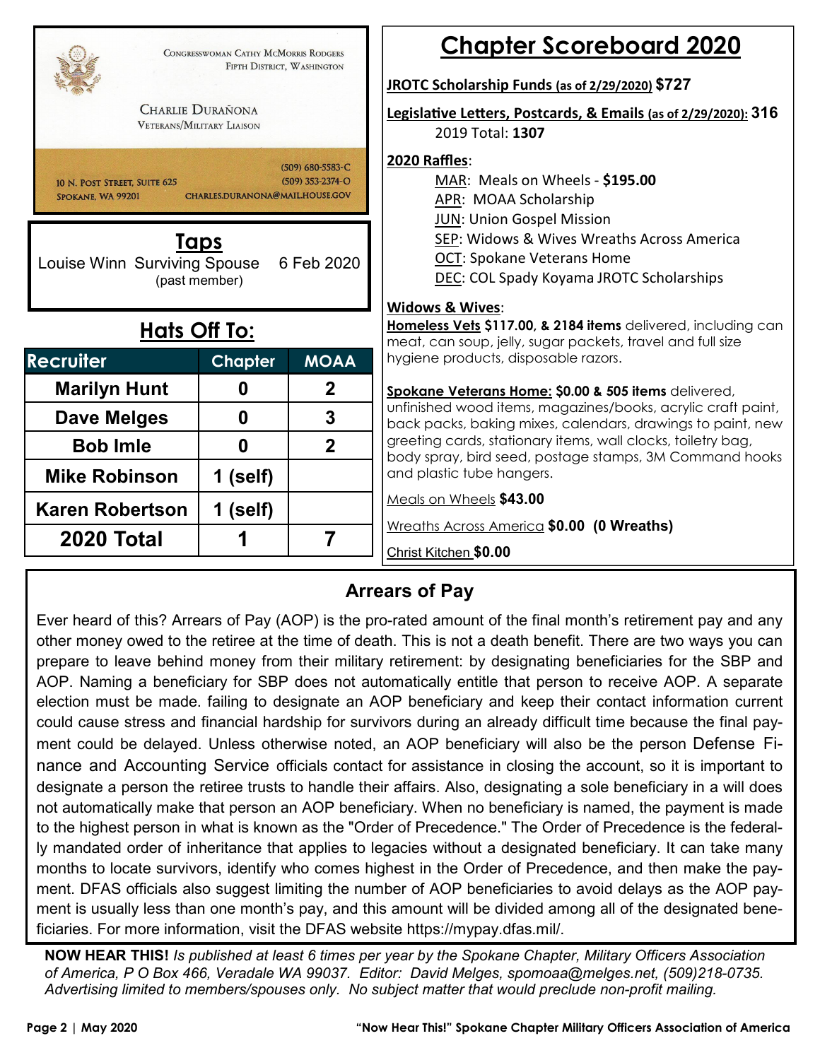CONGRESSWOMAN CATHY MCMORRIS RODGERS
FIFTH DISTRICT, WASHINGTON

CHARLIE DURAÑONA
VETERANS/MILITARY LIAISON

10 N. POST STREET, SUITE 625
SPOKANE, WA 99201

(509) 680-5583-C
(509) 353-2374-O
CHARLES.DURANONA@MAIL.HOUSE.GOV

## Taps

Louise Winn Surviving Spouse 6 Feb 2020
(past member)

## Hats Off To:

| Recruiter | Chapter | MOAA |
|---|---|---|
| Marilyn Hunt | 0 | 2 |
| Dave Melges | 0 | 3 |
| Bob Imle | 0 | 2 |
| Mike Robinson | 1 (self) | |
| Karen Robertson | 1 (self) | |
| 2020 Total | 1 | 7 |

## Chapter Scoreboard 2020

**JROTC Scholarship Funds (as of 2/29/2020) $727**

**Legislative Letters, Postcards, & Emails (as of 2/29/2020): 316**
2019 Total: **1307**

**2020 Raffles**:
- MAR: Meals on Wheels - **$195.00**
- APR: MOAA Scholarship
- JUN: Union Gospel Mission
- SEP: Widows & Wives Wreaths Across America
- OCT: Spokane Veterans Home
- DEC: COL Spady Koyama JROTC Scholarships

**Widows & Wives**:

**Homeless Vets $117.00, & 2184 items** delivered, including can meat, can soup, jelly, sugar packets, travel and full size hygiene products, disposable razors.

**Spokane Veterans Home: $0.00 & 505 items** delivered, unfinished wood items, magazines/books, acrylic craft paint, back packs, baking mixes, calendars, drawings to paint, new greeting cards, stationary items, wall clocks, toiletry bag, body spray, bird seed, postage stamps, 3M Command hooks and plastic tube hangers.

Meals on Wheels **$43.00**

Wreaths Across America **$0.00 (0 Wreaths)**

Christ Kitchen **$0.00**

## Arrears of Pay

Ever heard of this? Arrears of Pay (AOP) is the pro-rated amount of the final month's retirement pay and any other money owed to the retiree at the time of death. This is not a death benefit. There are two ways you can prepare to leave behind money from their military retirement: by designating beneficiaries for the SBP and AOP. Naming a beneficiary for SBP does not automatically entitle that person to receive AOP. A separate election must be made. failing to designate an AOP beneficiary and keep their contact information current could cause stress and financial hardship for survivors during an already difficult time because the final payment could be delayed. Unless otherwise noted, an AOP beneficiary will also be the person Defense Finance and Accounting Service officials contact for assistance in closing the account, so it is important to designate a person the retiree trusts to handle their affairs. Also, designating a sole beneficiary in a will does not automatically make that person an AOP beneficiary. When no beneficiary is named, the payment is made to the highest person in what is known as the "Order of Precedence." The Order of Precedence is the federally mandated order of inheritance that applies to legacies without a designated beneficiary. It can take many months to locate survivors, identify who comes highest in the Order of Precedence, and then make the payment. DFAS officials also suggest limiting the number of AOP beneficiaries to avoid delays as the AOP payment is usually less than one month's pay, and this amount will be divided among all of the designated beneficiaries. For more information, visit the DFAS website https://mypay.dfas.mil/.

**NOW HEAR THIS!** *Is published at least 6 times per year by the Spokane Chapter, Military Officers Association of America, P O Box 466, Veradale WA 99037. Editor: David Melges, spomoaa@melges.net, (509)218-0735. Advertising limited to members/spouses only. No subject matter that would preclude non-profit mailing.*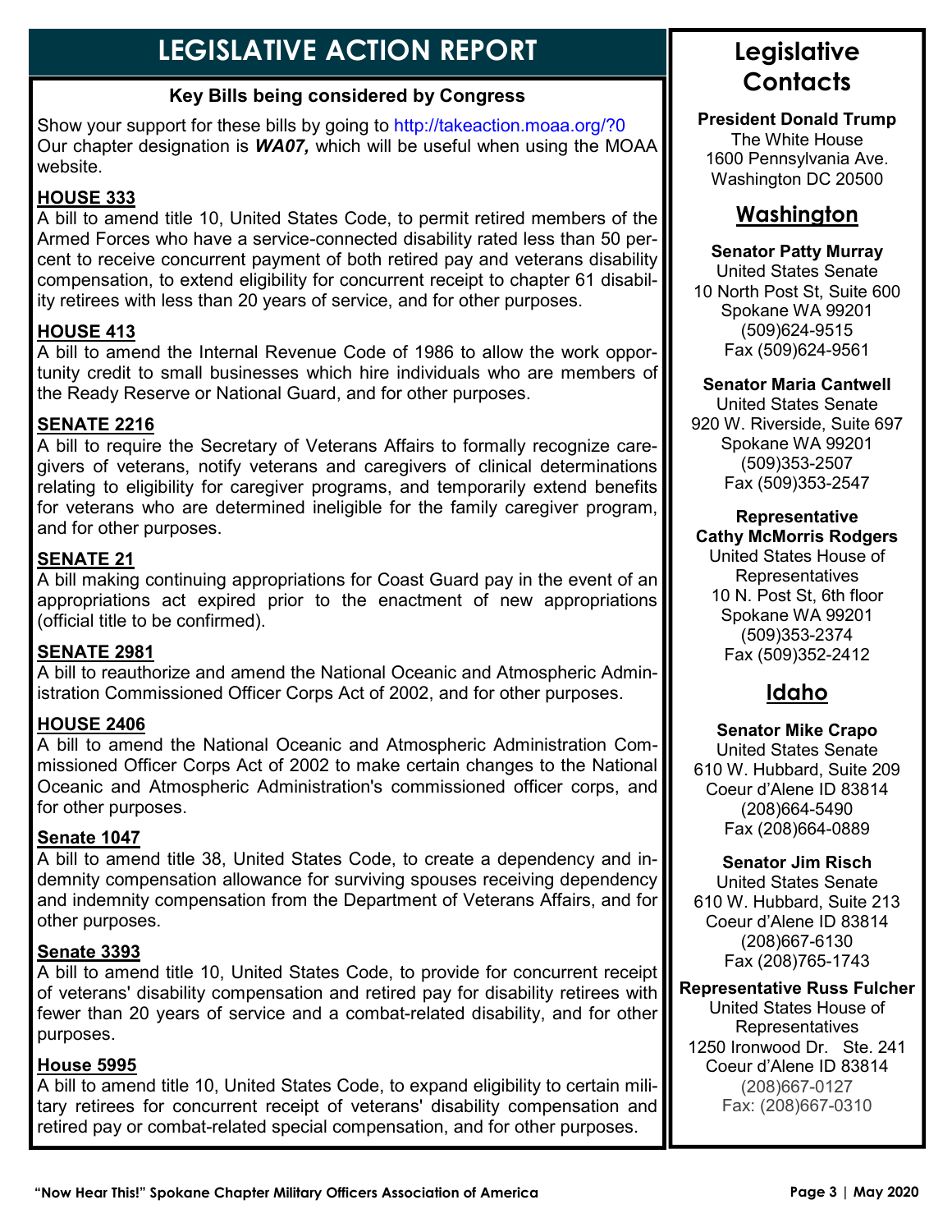# LEGISLATIVE ACTION REPORT

### Key Bills being considered by Congress

Show your support for these bills by going to http://takeaction.moaa.org/?0 Our chapter designation is ***WA07,*** which will be useful when using the MOAA website.

**HOUSE 333**

A bill to amend title 10, United States Code, to permit retired members of the Armed Forces who have a service-connected disability rated less than 50 percent to receive concurrent payment of both retired pay and veterans disability compensation, to extend eligibility for concurrent receipt to chapter 61 disability retirees with less than 20 years of service, and for other purposes.

**HOUSE 413**

A bill to amend the Internal Revenue Code of 1986 to allow the work opportunity credit to small businesses which hire individuals who are members of the Ready Reserve or National Guard, and for other purposes.

**SENATE 2216**

A bill to require the Secretary of Veterans Affairs to formally recognize caregivers of veterans, notify veterans and caregivers of clinical determinations relating to eligibility for caregiver programs, and temporarily extend benefits for veterans who are determined ineligible for the family caregiver program, and for other purposes.

**SENATE 21**

A bill making continuing appropriations for Coast Guard pay in the event of an appropriations act expired prior to the enactment of new appropriations (official title to be confirmed).

**SENATE 2981**

A bill to reauthorize and amend the National Oceanic and Atmospheric Administration Commissioned Officer Corps Act of 2002, and for other purposes.

**HOUSE 2406**

A bill to amend the National Oceanic and Atmospheric Administration Commissioned Officer Corps Act of 2002 to make certain changes to the National Oceanic and Atmospheric Administration's commissioned officer corps, and for other purposes.

**Senate 1047**

A bill to amend title 38, United States Code, to create a dependency and indemnity compensation allowance for surviving spouses receiving dependency and indemnity compensation from the Department of Veterans Affairs, and for other purposes.

**Senate 3393**

A bill to amend title 10, United States Code, to provide for concurrent receipt of veterans' disability compensation and retired pay for disability retirees with fewer than 20 years of service and a combat-related disability, and for other purposes.

**House 5995**

A bill to amend title 10, United States Code, to expand eligibility to certain military retirees for concurrent receipt of veterans' disability compensation and retired pay or combat-related special compensation, and for other purposes.

## Legislative Contacts

**President Donald Trump**
The White House
1600 Pennsylvania Ave.
Washington DC 20500

### Washington

**Senator Patty Murray**
United States Senate
10 North Post St, Suite 600
Spokane WA 99201
(509)624-9515
Fax (509)624-9561

**Senator Maria Cantwell**
United States Senate
920 W. Riverside, Suite 697
Spokane WA 99201
(509)353-2507
Fax (509)353-2547

**Representative Cathy McMorris Rodgers**
United States House of Representatives
10 N. Post St, 6th floor
Spokane WA 99201
(509)353-2374
Fax (509)352-2412

### Idaho

**Senator Mike Crapo**
United States Senate
610 W. Hubbard, Suite 209
Coeur d'Alene ID 83814
(208)664-5490
Fax (208)664-0889

**Senator Jim Risch**
United States Senate
610 W. Hubbard, Suite 213
Coeur d'Alene ID 83814
(208)667-6130
Fax (208)765-1743

**Representative Russ Fulcher**
United States House of Representatives
1250 Ironwood Dr. Ste. 241
Coeur d'Alene ID 83814
(208)667-0127
Fax: (208)667-0310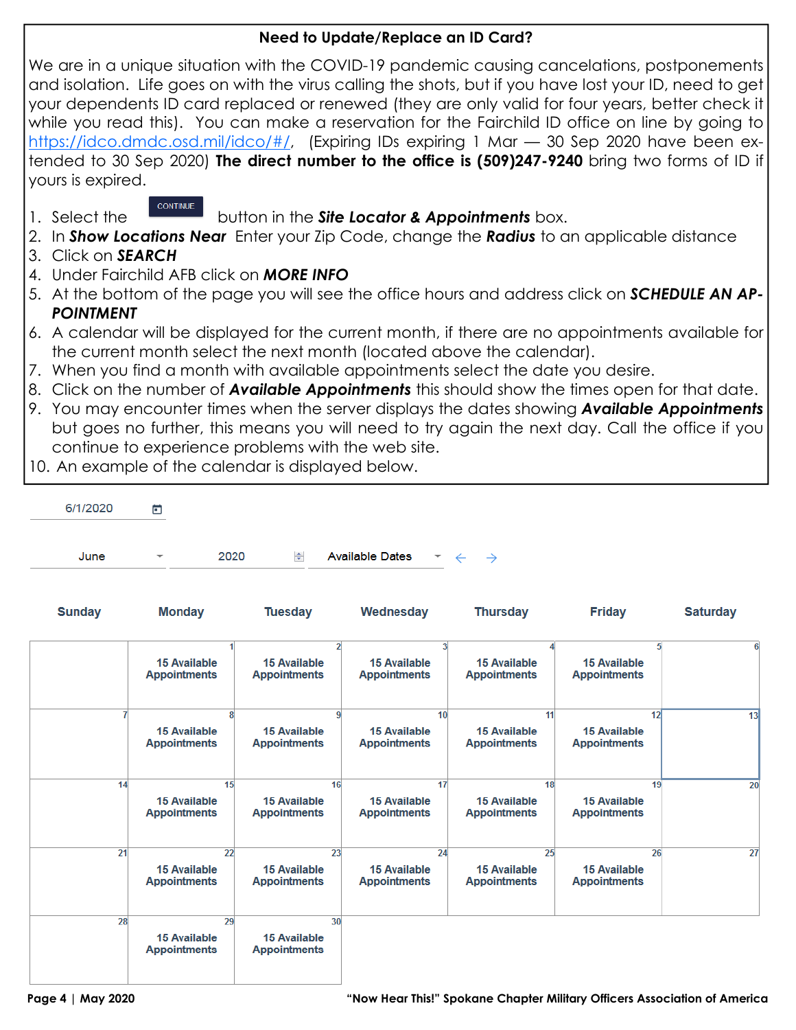## Need to Update/Replace an ID Card?

We are in a unique situation with the COVID-19 pandemic causing cancelations, postponements and isolation. Life goes on with the virus calling the shots, but if you have lost your ID, need to get your dependents ID card replaced or renewed (they are only valid for four years, better check it while you read this). You can make a reservation for the Fairchild ID office on line by going to https://idco.dmdc.osd.mil/idco/#/, (Expiring IDs expiring 1 Mar — 30 Sep 2020 have been extended to 30 Sep 2020) **The direct number to the office is (509)247-9240** bring two forms of ID if yours is expired.

1. Select the CONTINUE button in the ***Site Locator & Appointments*** box.
2. In ***Show Locations Near*** Enter your Zip Code, change the ***Radius*** to an applicable distance
3. Click on ***SEARCH***
4. Under Fairchild AFB click on ***MORE INFO***
5. At the bottom of the page you will see the office hours and address click on ***SCHEDULE AN APPOINTMENT***
6. A calendar will be displayed for the current month, if there are no appointments available for the current month select the next month (located above the calendar).
7. When you find a month with available appointments select the date you desire.
8. Click on the number of ***Available Appointments*** this should show the times open for that date.
9. You may encounter times when the server displays the dates showing ***Available Appointments*** but goes no further, this means you will need to try again the next day. Call the office if you continue to experience problems with the web site.
10. An example of the calendar is displayed below.

6/1/2020

June | 2020 | Available Dates ← →

| Sunday | Monday | Tuesday | Wednesday | Thursday | Friday | Saturday |
|---|---|---|---|---|---|---|
| | 1 15 Available Appointments | 2 15 Available Appointments | 3 15 Available Appointments | 4 15 Available Appointments | 5 15 Available Appointments | 6 |
| 7 | 8 15 Available Appointments | 9 15 Available Appointments | 10 15 Available Appointments | 11 15 Available Appointments | 12 15 Available Appointments | 13 |
| 14 | 15 15 Available Appointments | 16 15 Available Appointments | 17 15 Available Appointments | 18 15 Available Appointments | 19 15 Available Appointments | 20 |
| 21 | 22 15 Available Appointments | 23 15 Available Appointments | 24 15 Available Appointments | 25 15 Available Appointments | 26 15 Available Appointments | 27 |
| 28 | 29 15 Available Appointments | 30 15 Available Appointments | | | | |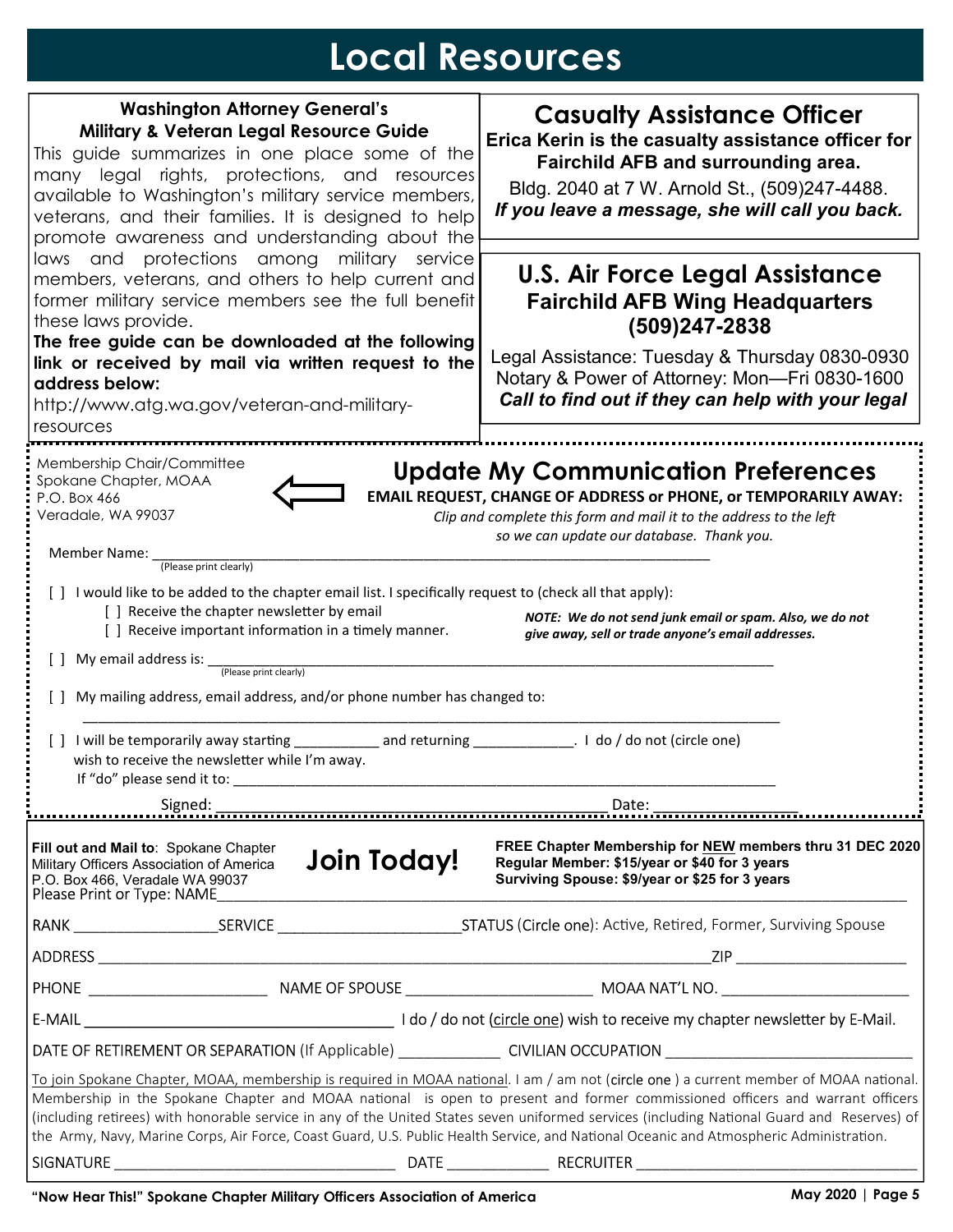# Local Resources

## Washington Attorney General's Military & Veteran Legal Resource Guide

This guide summarizes in one place some of the many legal rights, protections, and resources available to Washington's military service members, veterans, and their families. It is designed to help promote awareness and understanding about the laws and protections among military service members, veterans, and others to help current and former military service members see the full benefit these laws provide.

**The free guide can be downloaded at the following link or received by mail via written request to the address below:**

http://www.atg.wa.gov/veteran-and-military-resources

## Casualty Assistance Officer

**Erica Kerin is the casualty assistance officer for Fairchild AFB and surrounding area.**

Bldg. 2040 at 7 W. Arnold St., (509)247-4488.

***If you leave a message, she will call you back.***

## U.S. Air Force Legal Assistance

**Fairchild AFB Wing Headquarters (509)247-2838**

Legal Assistance: Tuesday & Thursday 0830-0930

Notary & Power of Attorney: Mon—Fri 0830-1600

***Call to find out if they can help with your legal***

---

Membership Chair/Committee
Spokane Chapter, MOAA
P.O. Box 466
Veradale, WA 99037

## Update My Communication Preferences

**EMAIL REQUEST, CHANGE OF ADDRESS or PHONE, or TEMPORARILY AWAY:**

*Clip and complete this form and mail it to the address to the left so we can update our database. Thank you.*

Member Name: ____________________________________________
(Please print clearly)

[ ] I would like to be added to the chapter email list. I specifically request to (check all that apply):

- [ ] Receive the chapter newsletter by email
- [ ] Receive important information in a timely manner.

***NOTE: We do not send junk email or spam. Also, we do not give away, sell or trade anyone's email addresses.***

[ ] My email address is: ____________________________________________
(Please print clearly)

[ ] My mailing address, email address, and/or phone number has changed to:

____________________________________________

[ ] I will be temporarily away starting __________ and returning ____________. I do / do not (circle one) wish to receive the newsletter while I'm away.
If "do" please send it to: ____________________________________________

Signed: ______________________________ Date: ______________

---

**Fill out and Mail to**: Spokane Chapter Military Officers Association of America P.O. Box 466, Veradale WA 99037

## Join Today!

**FREE Chapter Membership for NEW members thru 31 DEC 2020**
**Regular Member: $15/year or $40 for 3 years**
**Surviving Spouse: $9/year or $25 for 3 years**

Please Print or Type: NAME ____________________________________________

RANK ______________ SERVICE __________________ STATUS (Circle one): Active, Retired, Former, Surviving Spouse

ADDRESS ____________________________________________ ZIP ______________

PHONE ______________ NAME OF SPOUSE ______________ MOAA NAT'L NO. ______________

E-MAIL ______________________ I do / do not (circle one) wish to receive my chapter newsletter by E-Mail.

DATE OF RETIREMENT OR SEPARATION (If Applicable) __________ CIVILIAN OCCUPATION ______________________

To join Spokane Chapter, MOAA, membership is required in MOAA national. I am / am not (circle one ) a current member of MOAA national. Membership in the Spokane Chapter and MOAA national is open to present and former commissioned officers and warrant officers (including retirees) with honorable service in any of the United States seven uniformed services (including National Guard and Reserves) of the Army, Navy, Marine Corps, Air Force, Coast Guard, U.S. Public Health Service, and National Oceanic and Atmospheric Administration.

SIGNATURE ______________________ DATE __________ RECRUITER ______________________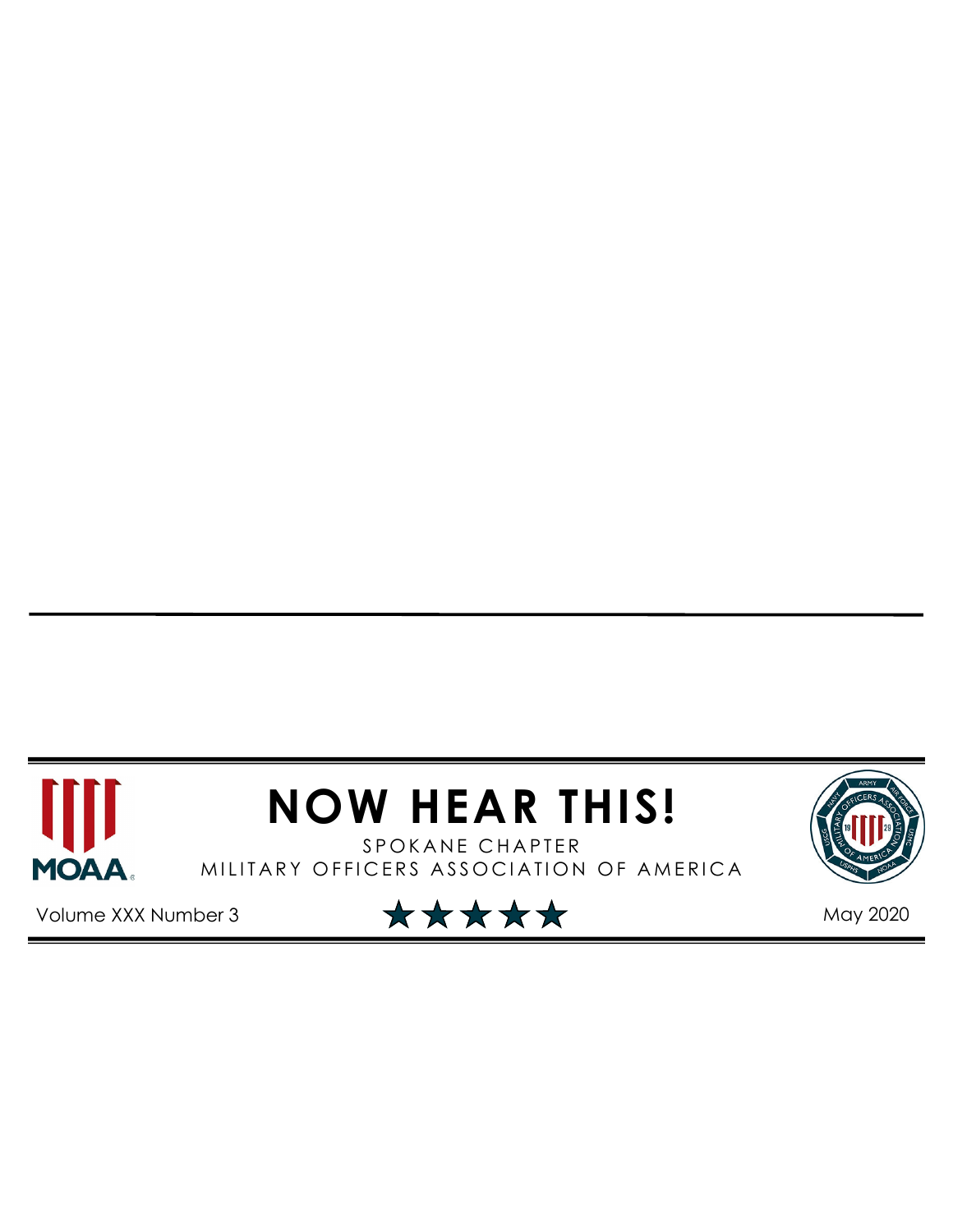# NOW HEAR THIS!

SPOKANE CHAPTER

MILITARY OFFICERS ASSOCIATION OF AMERICA

Volume XXX Number 3 ★★★★★ May 2020